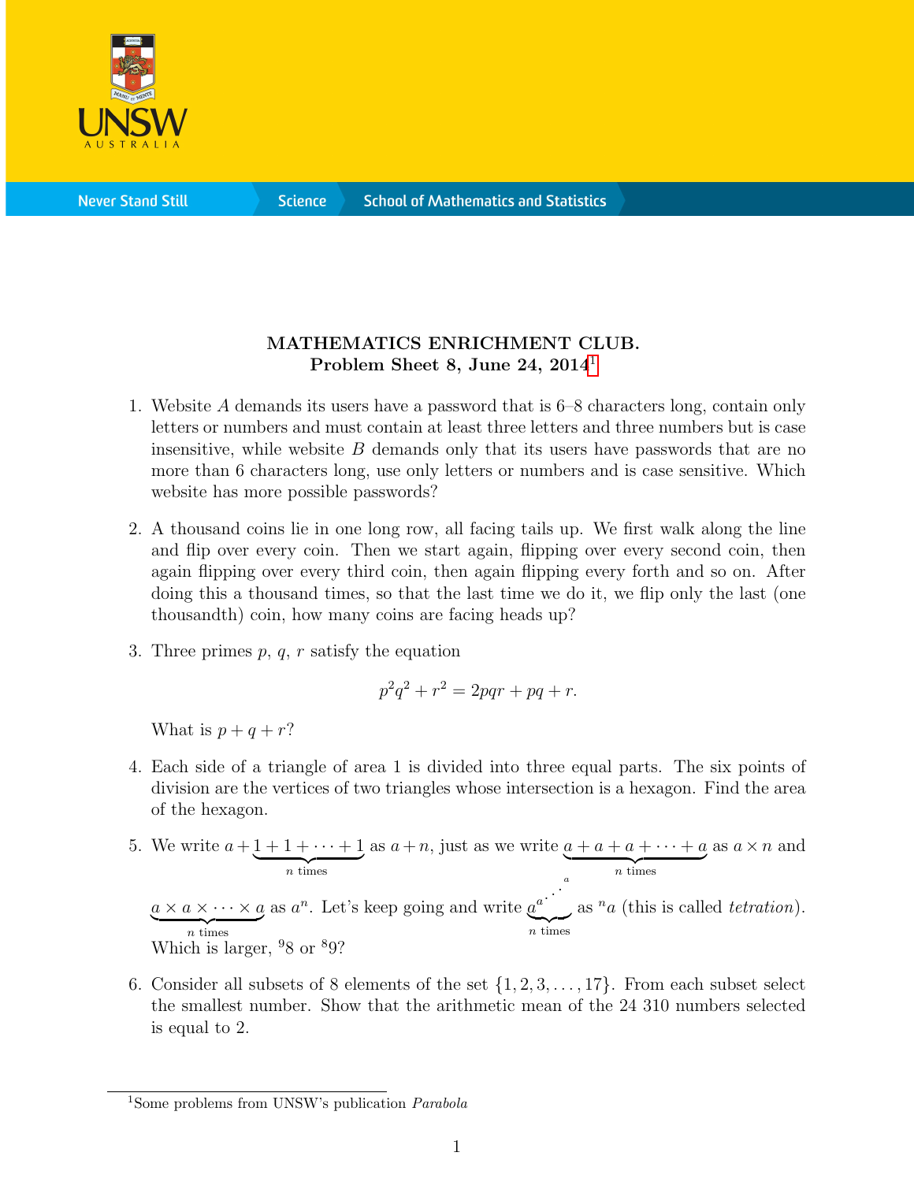**MATHEMATICS ENRICHMENT CLUB.**
**Problem Sheet 8, June 24, 2014**[1]

1. Website $A$ demands its users have a password that is 6–8 characters long, contain only letters or numbers and must contain at least three letters and three numbers but is case insensitive, while website $B$ demands only that its users have passwords that are no more than 6 characters long, use only letters or numbers and is case sensitive. Which website has more possible passwords?

2. A thousand coins lie in one long row, all facing tails up. We first walk along the line and flip over every coin. Then we start again, flipping over every second coin, then again flipping over every third coin, then again flipping every forth and so on. After doing this a thousand times, so that the last time we do it, we flip only the last (one thousandth) coin, how many coins are facing heads up?

3. Three primes $p$, $q$, $r$ satisfy the equation

$$p^2q^2 + r^2 = 2pqr + pq + r.$$

What is $p + q + r$?

4. Each side of a triangle of area 1 is divided into three equal parts. The six points of division are the vertices of two triangles whose intersection is a hexagon. Find the area of the hexagon.

5. We write $a + \underbrace{1 + 1 + \cdots + 1}_{n \text{ times}}$ as $a + n$, just as we write $\underbrace{a + a + a + \cdots + a}_{n \text{ times}}$ as $a \times n$ and $\underbrace{a \times a \times \cdots \times a}_{n \text{ times}}$ as $a^n$. Let's keep going and write $\underbrace{a^{a^{\cdot^{\cdot^{\cdot^{a}}}}}}_{n \text{ times}}$ as ${}^n a$ (this is called *tetration*). Which is larger, ${}^9 8$ or ${}^8 9$?

6. Consider all subsets of 8 elements of the set $\{1, 2, 3, \ldots, 17\}$. From each subset select the smallest number. Show that the arithmetic mean of the 24 310 numbers selected is equal to 2.

[1] Some problems from UNSW's publication *Parabola*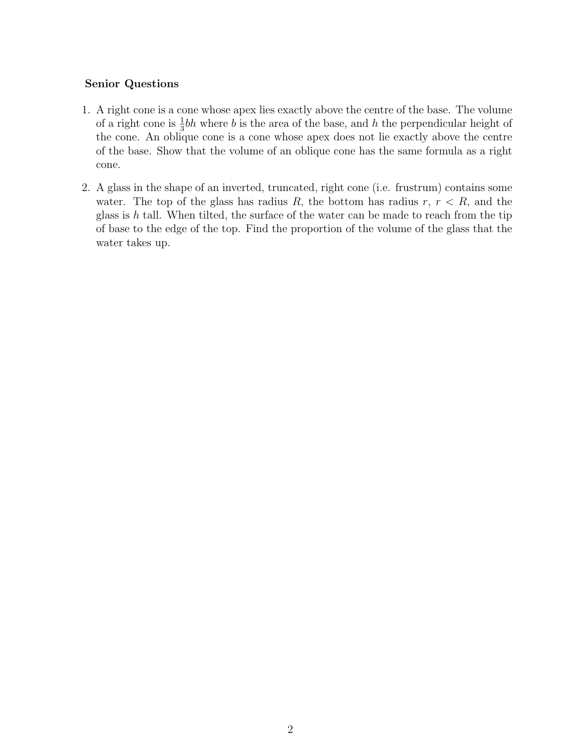**Senior Questions**

1. A right cone is a cone whose apex lies exactly above the centre of the base. The volume of a right cone is $\frac{1}{3}bh$ where $b$ is the area of the base, and $h$ the perpendicular height of the cone. An oblique cone is a cone whose apex does not lie exactly above the centre of the base. Show that the volume of an oblique cone has the same formula as a right cone.

2. A glass in the shape of an inverted, truncated, right cone (i.e. frustrum) contains some water. The top of the glass has radius $R$, the bottom has radius $r$, $r < R$, and the glass is $h$ tall. When tilted, the surface of the water can be made to reach from the tip of base to the edge of the top. Find the proportion of the volume of the glass that the water takes up.